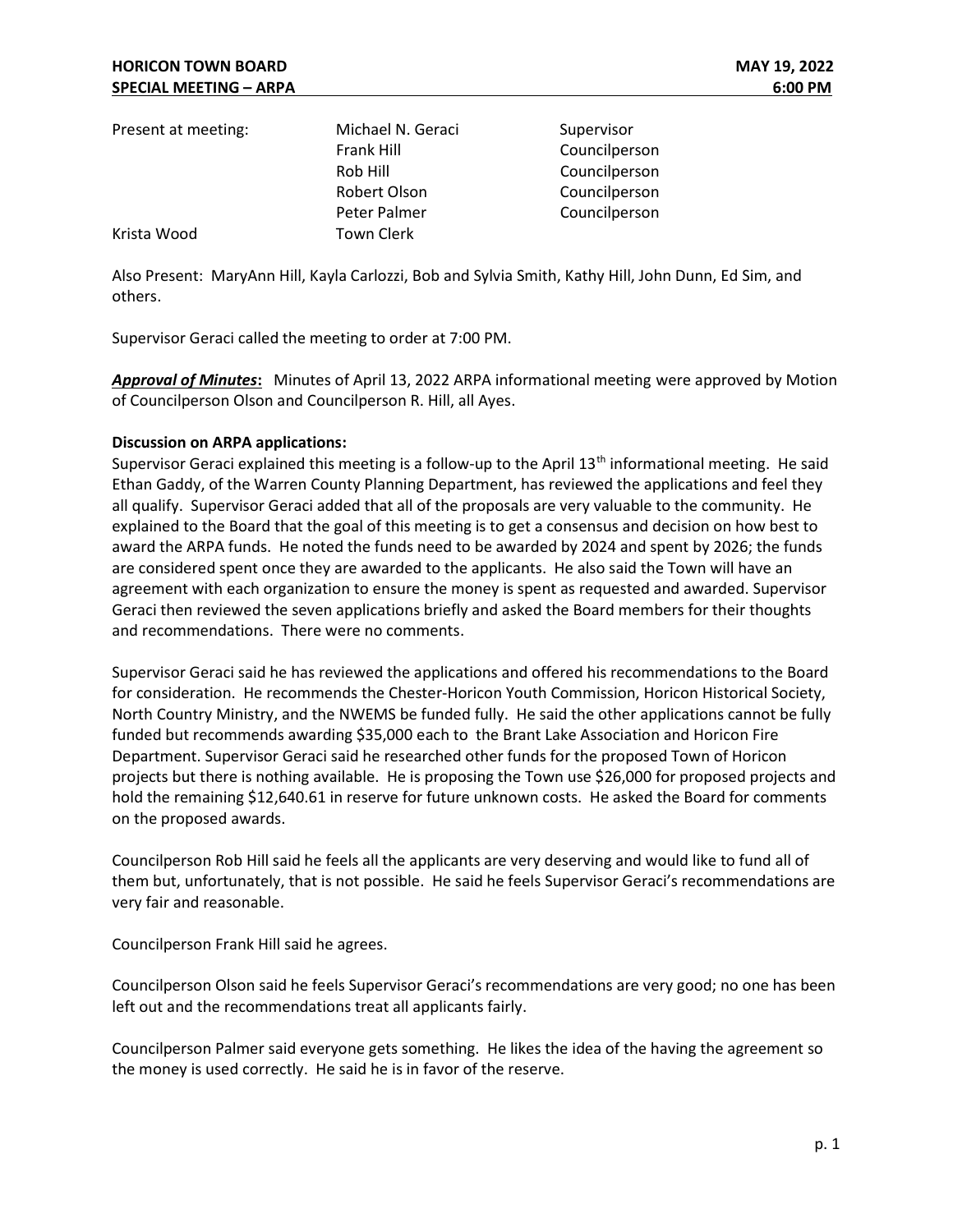**HORICON TOWN BOARD** **MAY 19, 2022**
**SPECIAL MEETING – ARPA** **6:00 PM**

| Present at meeting: | Michael N. Geraci | Supervisor |
|---|---|---|
| | Frank Hill | Councilperson |
| | Rob Hill | Councilperson |
| | Robert Olson | Councilperson |
| | Peter Palmer | Councilperson |
| Krista Wood | Town Clerk | |

Also Present: MaryAnn Hill, Kayla Carlozzi, Bob and Sylvia Smith, Kathy Hill, John Dunn, Ed Sim, and others.

Supervisor Geraci called the meeting to order at 7:00 PM.

***Approval of Minutes*:** Minutes of April 13, 2022 ARPA informational meeting were approved by Motion of Councilperson Olson and Councilperson R. Hill, all Ayes.

**Discussion on ARPA applications:**

Supervisor Geraci explained this meeting is a follow-up to the April 13th informational meeting. He said Ethan Gaddy, of the Warren County Planning Department, has reviewed the applications and feel they all qualify. Supervisor Geraci added that all of the proposals are very valuable to the community. He explained to the Board that the goal of this meeting is to get a consensus and decision on how best to award the ARPA funds. He noted the funds need to be awarded by 2024 and spent by 2026; the funds are considered spent once they are awarded to the applicants. He also said the Town will have an agreement with each organization to ensure the money is spent as requested and awarded. Supervisor Geraci then reviewed the seven applications briefly and asked the Board members for their thoughts and recommendations. There were no comments.

Supervisor Geraci said he has reviewed the applications and offered his recommendations to the Board for consideration. He recommends the Chester-Horicon Youth Commission, Horicon Historical Society, North Country Ministry, and the NWEMS be funded fully. He said the other applications cannot be fully funded but recommends awarding $35,000 each to the Brant Lake Association and Horicon Fire Department. Supervisor Geraci said he researched other funds for the proposed Town of Horicon projects but there is nothing available. He is proposing the Town use $26,000 for proposed projects and hold the remaining $12,640.61 in reserve for future unknown costs. He asked the Board for comments on the proposed awards.

Councilperson Rob Hill said he feels all the applicants are very deserving and would like to fund all of them but, unfortunately, that is not possible. He said he feels Supervisor Geraci's recommendations are very fair and reasonable.

Councilperson Frank Hill said he agrees.

Councilperson Olson said he feels Supervisor Geraci's recommendations are very good; no one has been left out and the recommendations treat all applicants fairly.

Councilperson Palmer said everyone gets something. He likes the idea of the having the agreement so the money is used correctly. He said he is in favor of the reserve.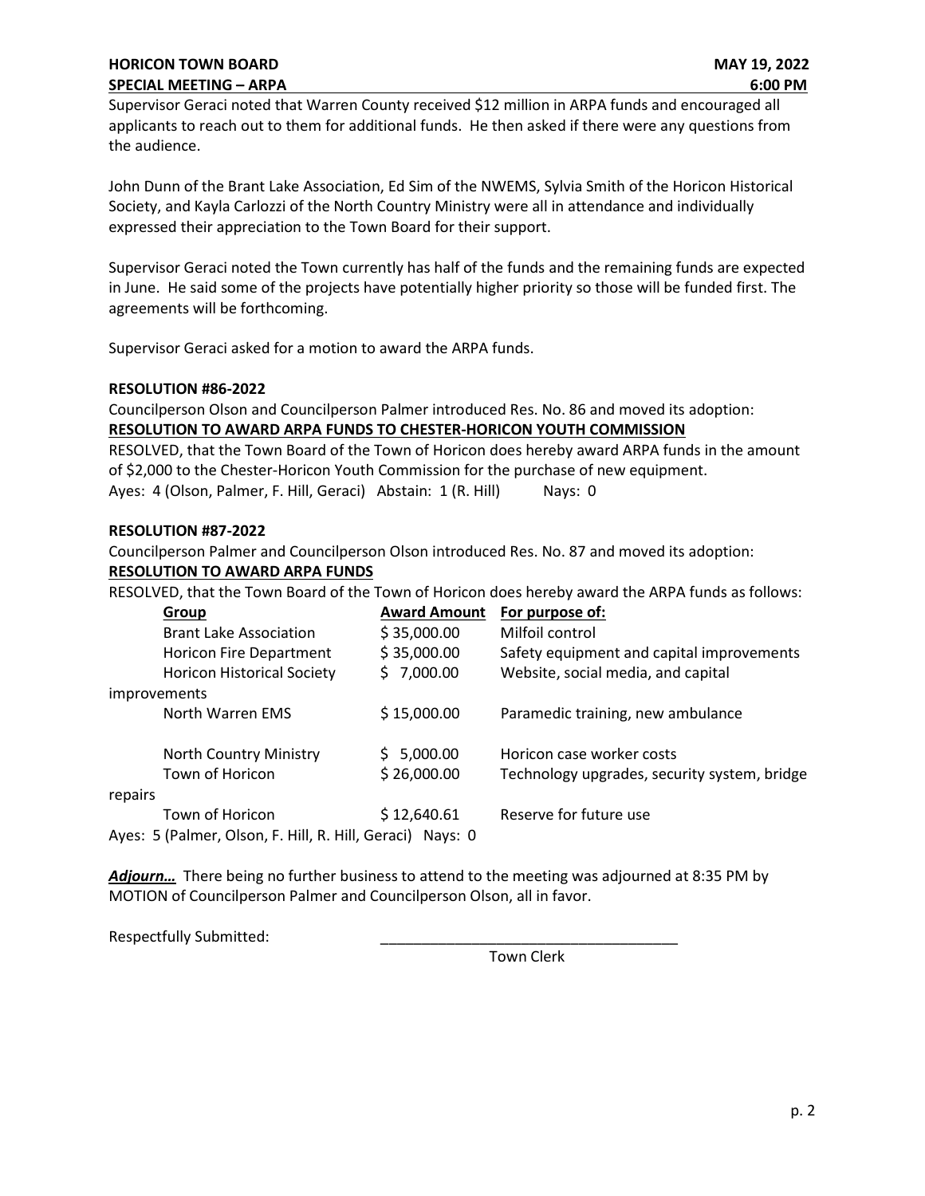Supervisor Geraci noted that Warren County received $12 million in ARPA funds and encouraged all applicants to reach out to them for additional funds. He then asked if there were any questions from the audience.

John Dunn of the Brant Lake Association, Ed Sim of the NWEMS, Sylvia Smith of the Horicon Historical Society, and Kayla Carlozzi of the North Country Ministry were all in attendance and individually expressed their appreciation to the Town Board for their support.

Supervisor Geraci noted the Town currently has half of the funds and the remaining funds are expected in June. He said some of the projects have potentially higher priority so those will be funded first. The agreements will be forthcoming.

Supervisor Geraci asked for a motion to award the ARPA funds.

**RESOLUTION #86-2022**

Councilperson Olson and Councilperson Palmer introduced Res. No. 86 and moved its adoption:

**RESOLUTION TO AWARD ARPA FUNDS TO CHESTER-HORICON YOUTH COMMISSION**

RESOLVED, that the Town Board of the Town of Horicon does hereby award ARPA funds in the amount of $2,000 to the Chester-Horicon Youth Commission for the purchase of new equipment.

Ayes: 4 (Olson, Palmer, F. Hill, Geraci) Abstain: 1 (R. Hill) Nays: 0

**RESOLUTION #87-2022**

Councilperson Palmer and Councilperson Olson introduced Res. No. 87 and moved its adoption:

**RESOLUTION TO AWARD ARPA FUNDS**

RESOLVED, that the Town Board of the Town of Horicon does hereby award the ARPA funds as follows:

| Group | Award Amount | For purpose of: |
| --- | --- | --- |
| Brant Lake Association | $ 35,000.00 | Milfoil control |
| Horicon Fire Department | $ 35,000.00 | Safety equipment and capital improvements |
| Horicon Historical Society | $ 7,000.00 | Website, social media, and capital improvements |
| North Warren EMS | $ 15,000.00 | Paramedic training, new ambulance |
| North Country Ministry | $ 5,000.00 | Horicon case worker costs |
| Town of Horicon | $ 26,000.00 | Technology upgrades, security system, bridge repairs |
| Town of Horicon | $ 12,640.61 | Reserve for future use |

Ayes: 5 (Palmer, Olson, F. Hill, R. Hill, Geraci) Nays: 0

***Adjourn…*** There being no further business to attend to the meeting was adjourned at 8:35 PM by MOTION of Councilperson Palmer and Councilperson Olson, all in favor.

Respectfully Submitted: ____________________________________

Town Clerk